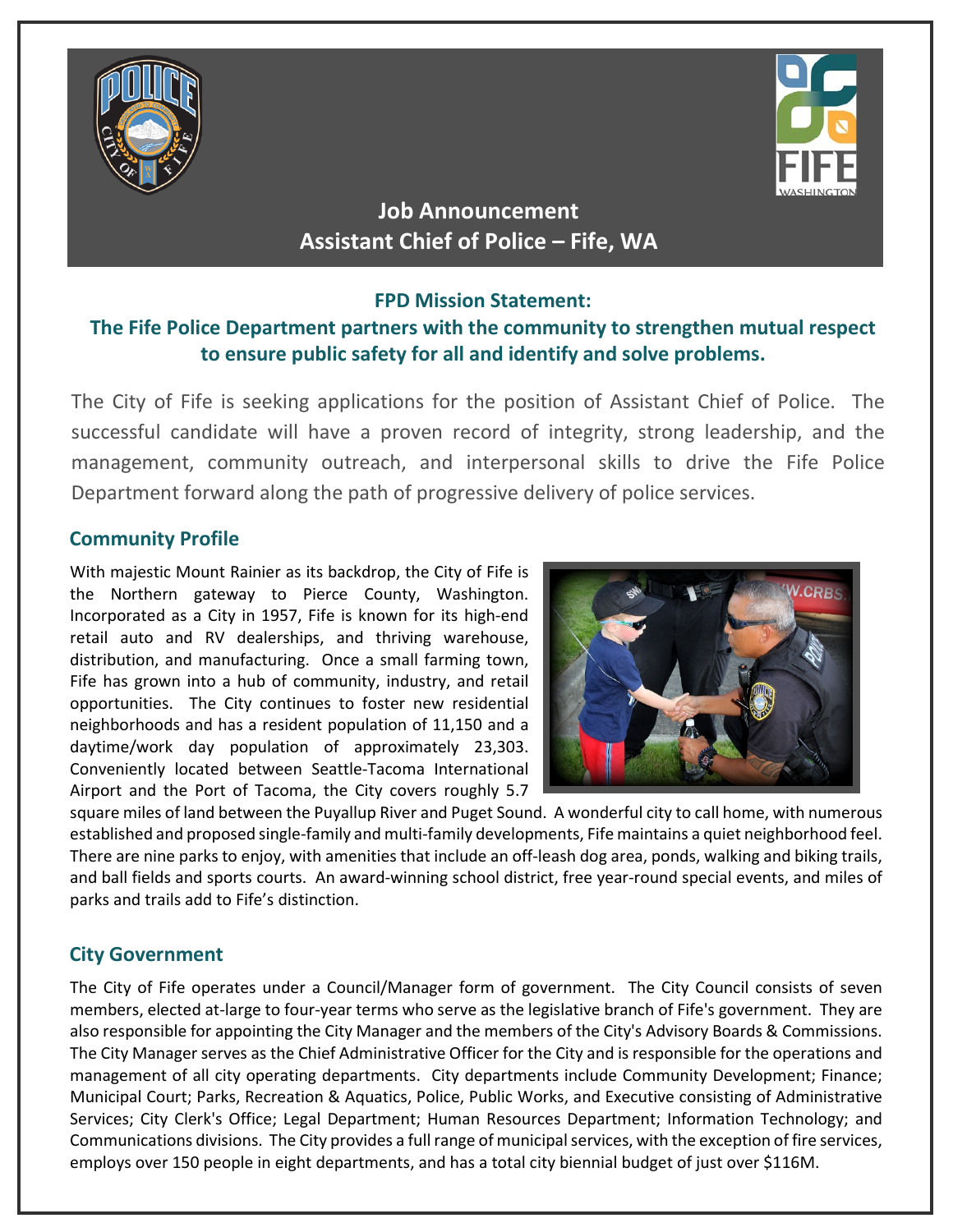# Job Announcement
# Assistant Chief of Police – Fife, WA

**FPD Mission Statement:**

**The Fife Police Department partners with the community to strengthen mutual respect to ensure public safety for all and identify and solve problems.**

The City of Fife is seeking applications for the position of Assistant Chief of Police. The successful candidate will have a proven record of integrity, strong leadership, and the management, community outreach, and interpersonal skills to drive the Fife Police Department forward along the path of progressive delivery of police services.

## Community Profile

With majestic Mount Rainier as its backdrop, the City of Fife is the Northern gateway to Pierce County, Washington. Incorporated as a City in 1957, Fife is known for its high-end retail auto and RV dealerships, and thriving warehouse, distribution, and manufacturing. Once a small farming town, Fife has grown into a hub of community, industry, and retail opportunities. The City continues to foster new residential neighborhoods and has a resident population of 11,150 and a daytime/work day population of approximately 23,303. Conveniently located between Seattle-Tacoma International Airport and the Port of Tacoma, the City covers roughly 5.7 square miles of land between the Puyallup River and Puget Sound. A wonderful city to call home, with numerous established and proposed single-family and multi-family developments, Fife maintains a quiet neighborhood feel. There are nine parks to enjoy, with amenities that include an off-leash dog area, ponds, walking and biking trails, and ball fields and sports courts. An award-winning school district, free year-round special events, and miles of parks and trails add to Fife's distinction.

## City Government

The City of Fife operates under a Council/Manager form of government. The City Council consists of seven members, elected at-large to four-year terms who serve as the legislative branch of Fife's government. They are also responsible for appointing the City Manager and the members of the City's Advisory Boards & Commissions. The City Manager serves as the Chief Administrative Officer for the City and is responsible for the operations and management of all city operating departments. City departments include Community Development; Finance; Municipal Court; Parks, Recreation & Aquatics, Police, Public Works, and Executive consisting of Administrative Services; City Clerk's Office; Legal Department; Human Resources Department; Information Technology; and Communications divisions. The City provides a full range of municipal services, with the exception of fire services, employs over 150 people in eight departments, and has a total city biennial budget of just over $116M.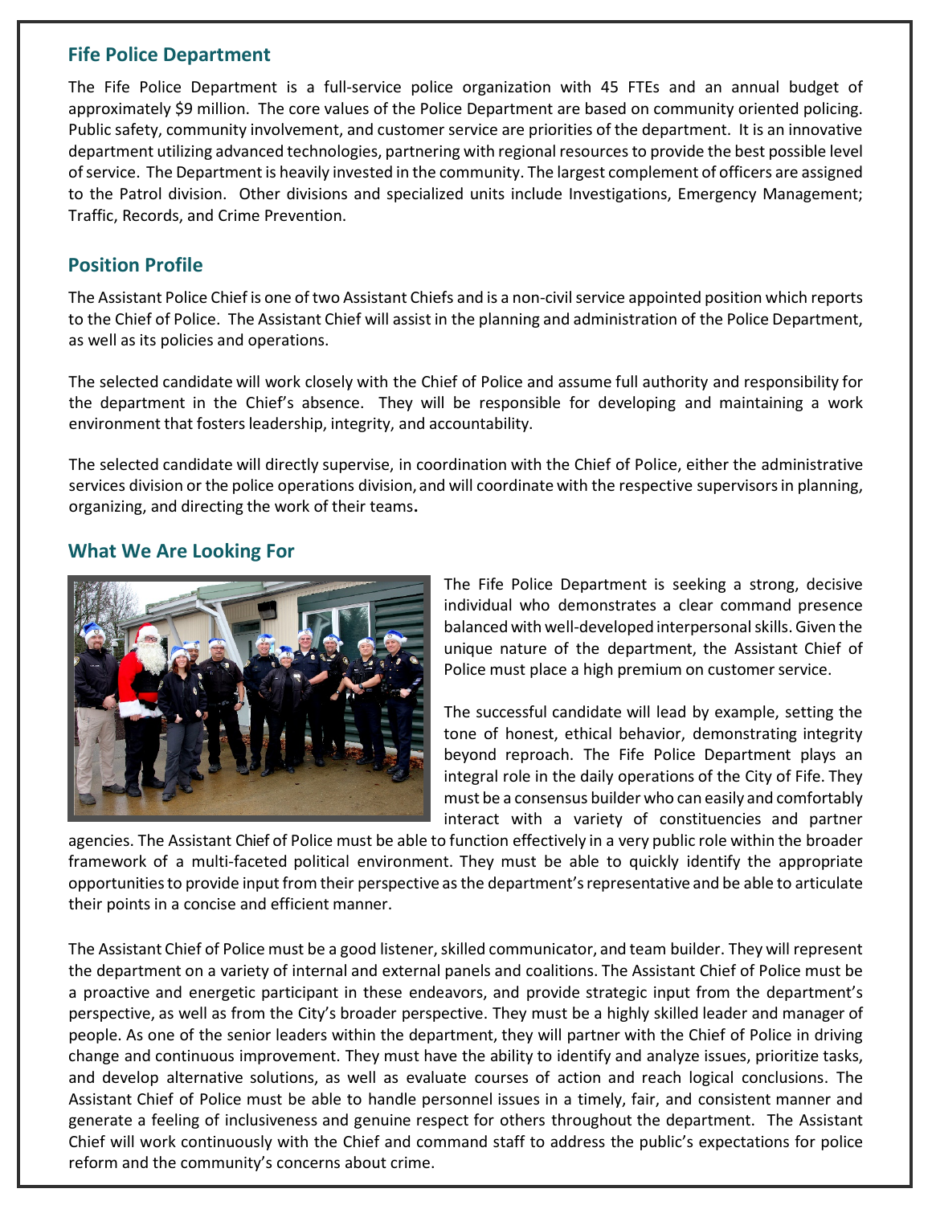## Fife Police Department

The Fife Police Department is a full-service police organization with 45 FTEs and an annual budget of approximately $9 million. The core values of the Police Department are based on community oriented policing. Public safety, community involvement, and customer service are priorities of the department. It is an innovative department utilizing advanced technologies, partnering with regional resources to provide the best possible level of service. The Department is heavily invested in the community. The largest complement of officers are assigned to the Patrol division. Other divisions and specialized units include Investigations, Emergency Management; Traffic, Records, and Crime Prevention.

## Position Profile

The Assistant Police Chief is one of two Assistant Chiefs and is a non-civil service appointed position which reports to the Chief of Police. The Assistant Chief will assist in the planning and administration of the Police Department, as well as its policies and operations.

The selected candidate will work closely with the Chief of Police and assume full authority and responsibility for the department in the Chief's absence. They will be responsible for developing and maintaining a work environment that fosters leadership, integrity, and accountability.

The selected candidate will directly supervise, in coordination with the Chief of Police, either the administrative services division or the police operations division, and will coordinate with the respective supervisors in planning, organizing, and directing the work of their teams.

## What We Are Looking For

The Fife Police Department is seeking a strong, decisive individual who demonstrates a clear command presence balanced with well-developed interpersonal skills. Given the unique nature of the department, the Assistant Chief of Police must place a high premium on customer service.

The successful candidate will lead by example, setting the tone of honest, ethical behavior, demonstrating integrity beyond reproach. The Fife Police Department plays an integral role in the daily operations of the City of Fife. They must be a consensus builder who can easily and comfortably interact with a variety of constituencies and partner agencies. The Assistant Chief of Police must be able to function effectively in a very public role within the broader framework of a multi-faceted political environment. They must be able to quickly identify the appropriate opportunities to provide input from their perspective as the department's representative and be able to articulate their points in a concise and efficient manner.

The Assistant Chief of Police must be a good listener, skilled communicator, and team builder. They will represent the department on a variety of internal and external panels and coalitions. The Assistant Chief of Police must be a proactive and energetic participant in these endeavors, and provide strategic input from the department's perspective, as well as from the City's broader perspective. They must be a highly skilled leader and manager of people. As one of the senior leaders within the department, they will partner with the Chief of Police in driving change and continuous improvement. They must have the ability to identify and analyze issues, prioritize tasks, and develop alternative solutions, as well as evaluate courses of action and reach logical conclusions. The Assistant Chief of Police must be able to handle personnel issues in a timely, fair, and consistent manner and generate a feeling of inclusiveness and genuine respect for others throughout the department. The Assistant Chief will work continuously with the Chief and command staff to address the public's expectations for police reform and the community's concerns about crime.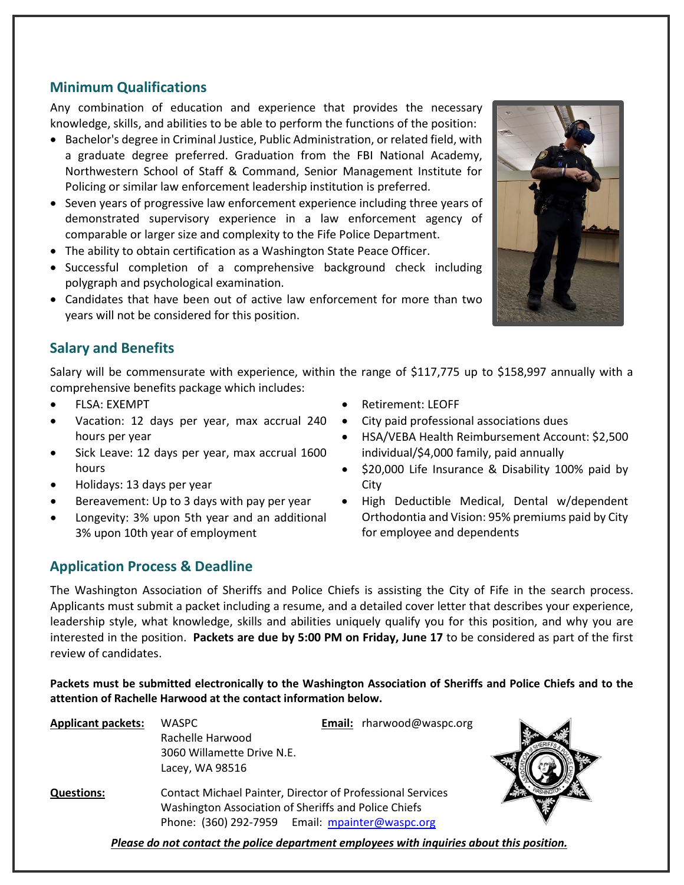## Minimum Qualifications

Any combination of education and experience that provides the necessary knowledge, skills, and abilities to be able to perform the functions of the position:

- Bachelor's degree in Criminal Justice, Public Administration, or related field, with a graduate degree preferred. Graduation from the FBI National Academy, Northwestern School of Staff & Command, Senior Management Institute for Policing or similar law enforcement leadership institution is preferred.
- Seven years of progressive law enforcement experience including three years of demonstrated supervisory experience in a law enforcement agency of comparable or larger size and complexity to the Fife Police Department.
- The ability to obtain certification as a Washington State Peace Officer.
- Successful completion of a comprehensive background check including polygraph and psychological examination.
- Candidates that have been out of active law enforcement for more than two years will not be considered for this position.

## Salary and Benefits

Salary will be commensurate with experience, within the range of $117,775 up to $158,997 annually with a comprehensive benefits package which includes:

- FLSA: EXEMPT
- Vacation: 12 days per year, max accrual 240 hours per year
- Sick Leave: 12 days per year, max accrual 1600 hours
- Holidays: 13 days per year
- Bereavement: Up to 3 days with pay per year
- Longevity: 3% upon 5th year and an additional 3% upon 10th year of employment
- Retirement: LEOFF
- City paid professional associations dues
- HSA/VEBA Health Reimbursement Account: $2,500 individual/$4,000 family, paid annually
- $20,000 Life Insurance & Disability 100% paid by City
- High Deductible Medical, Dental w/dependent Orthodontia and Vision: 95% premiums paid by City for employee and dependents

## Application Process & Deadline

The Washington Association of Sheriffs and Police Chiefs is assisting the City of Fife in the search process. Applicants must submit a packet including a resume, and a detailed cover letter that describes your experience, leadership style, what knowledge, skills and abilities uniquely qualify you for this position, and why you are interested in the position. **Packets are due by 5:00 PM on Friday, June 17** to be considered as part of the first review of candidates.

**Packets must be submitted electronically to the Washington Association of Sheriffs and Police Chiefs and to the attention of Rachelle Harwood at the contact information below.**

**Applicant packets:** WASPC
Rachelle Harwood
3060 Willamette Drive N.E.
Lacey, WA 98516

**Email:** rharwood@waspc.org

**Questions:** Contact Michael Painter, Director of Professional Services
Washington Association of Sheriffs and Police Chiefs
Phone: (360) 292-7959 Email: mpainter@waspc.org

***Please do not contact the police department employees with inquiries about this position.***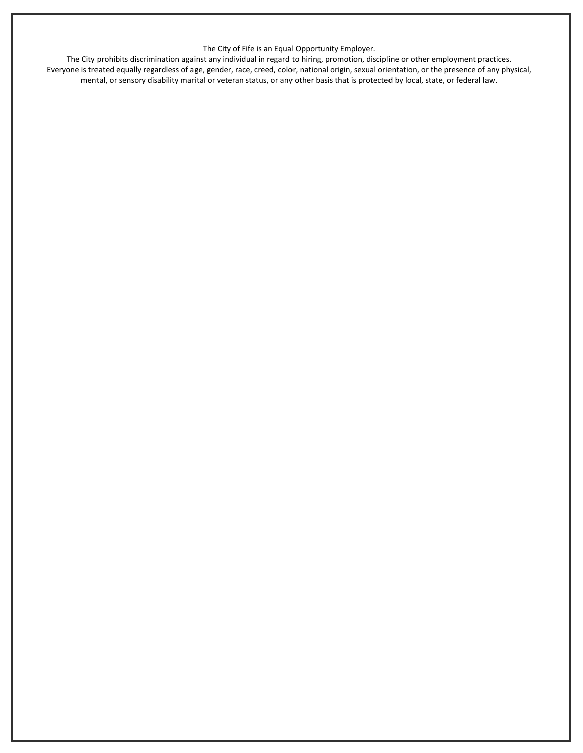The City of Fife is an Equal Opportunity Employer.

The City prohibits discrimination against any individual in regard to hiring, promotion, discipline or other employment practices. Everyone is treated equally regardless of age, gender, race, creed, color, national origin, sexual orientation, or the presence of any physical, mental, or sensory disability marital or veteran status, or any other basis that is protected by local, state, or federal law.